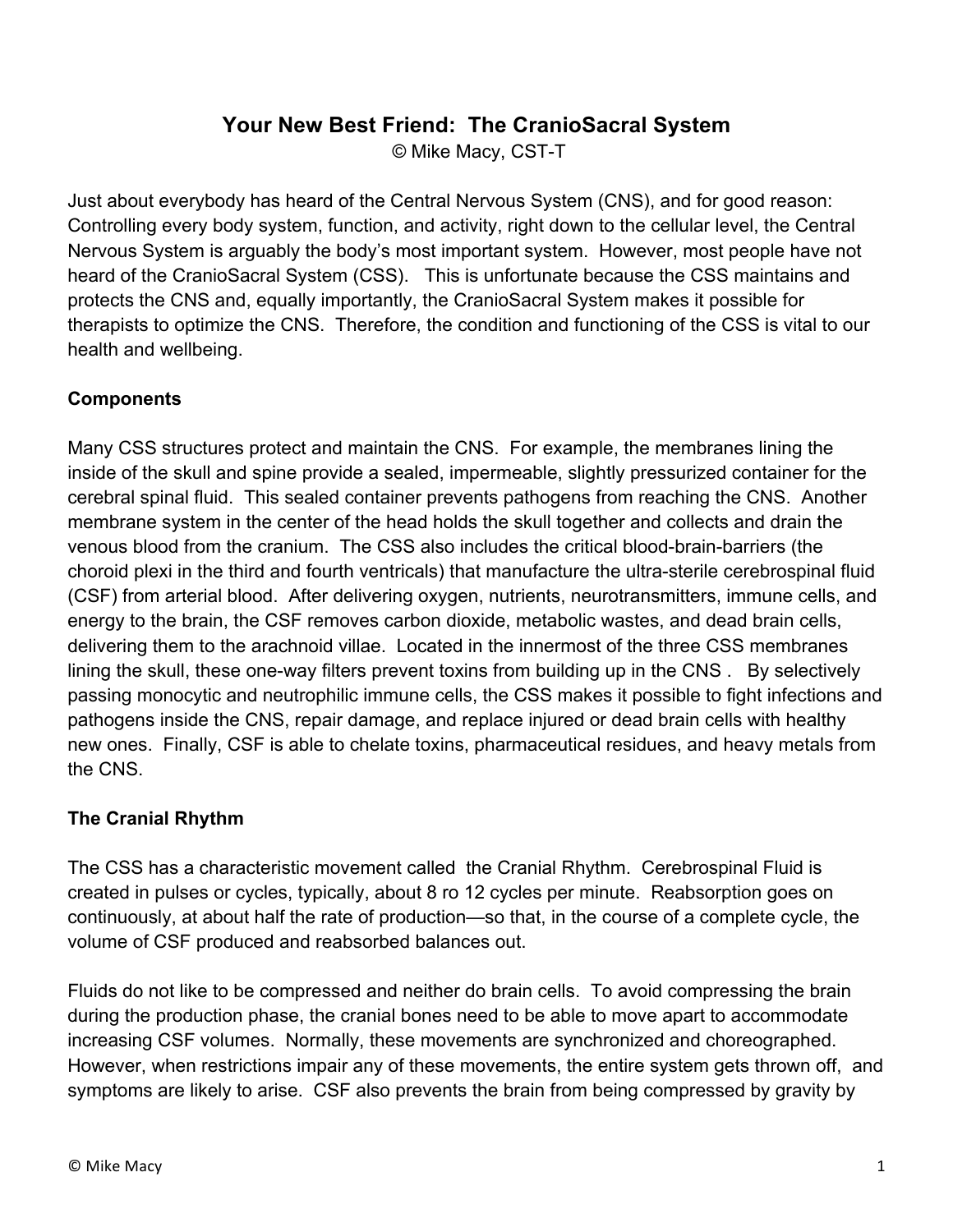# Your New Best Friend: The CranioSacral System

© Mike Macy, CST-T

Just about everybody has heard of the Central Nervous System (CNS), and for good reason: Controlling every body system, function, and activity, right down to the cellular level, the Central Nervous System is arguably the body's most important system. However, most people have not heard of the CranioSacral System (CSS). This is unfortunate because the CSS maintains and protects the CNS and, equally importantly, the CranioSacral System makes it possible for therapists to optimize the CNS. Therefore, the condition and functioning of the CSS is vital to our health and wellbeing.

## Components

Many CSS structures protect and maintain the CNS. For example, the membranes lining the inside of the skull and spine provide a sealed, impermeable, slightly pressurized container for the cerebral spinal fluid. This sealed container prevents pathogens from reaching the CNS. Another membrane system in the center of the head holds the skull together and collects and drain the venous blood from the cranium. The CSS also includes the critical blood-brain-barriers (the choroid plexi in the third and fourth ventricals) that manufacture the ultra-sterile cerebrospinal fluid (CSF) from arterial blood. After delivering oxygen, nutrients, neurotransmitters, immune cells, and energy to the brain, the CSF removes carbon dioxide, metabolic wastes, and dead brain cells, delivering them to the arachnoid villae. Located in the innermost of the three CSS membranes lining the skull, these one-way filters prevent toxins from building up in the CNS . By selectively passing monocytic and neutrophilic immune cells, the CSS makes it possible to fight infections and pathogens inside the CNS, repair damage, and replace injured or dead brain cells with healthy new ones. Finally, CSF is able to chelate toxins, pharmaceutical residues, and heavy metals from the CNS.

## The Cranial Rhythm

The CSS has a characteristic movement called the Cranial Rhythm. Cerebrospinal Fluid is created in pulses or cycles, typically, about 8 ro 12 cycles per minute. Reabsorption goes on continuously, at about half the rate of production—so that, in the course of a complete cycle, the volume of CSF produced and reabsorbed balances out.

Fluids do not like to be compressed and neither do brain cells. To avoid compressing the brain during the production phase, the cranial bones need to be able to move apart to accommodate increasing CSF volumes. Normally, these movements are synchronized and choreographed. However, when restrictions impair any of these movements, the entire system gets thrown off, and symptoms are likely to arise. CSF also prevents the brain from being compressed by gravity by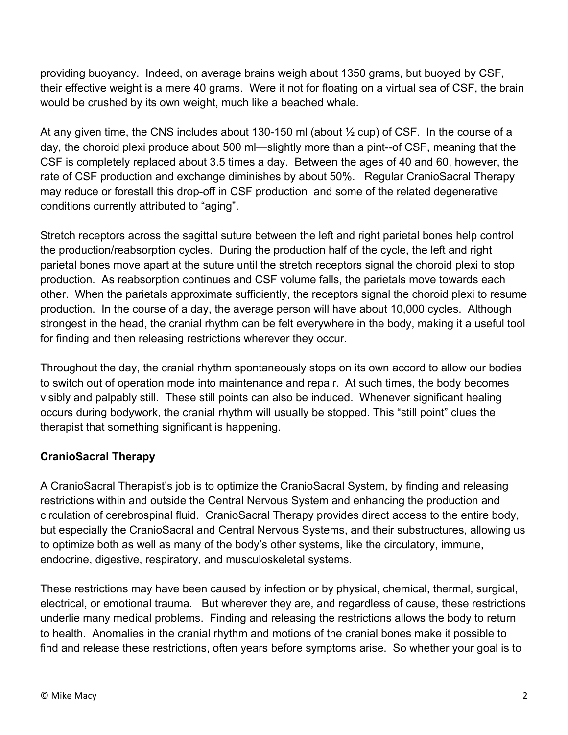providing buoyancy. Indeed, on average brains weigh about 1350 grams, but buoyed by CSF, their effective weight is a mere 40 grams. Were it not for floating on a virtual sea of CSF, the brain would be crushed by its own weight, much like a beached whale.

At any given time, the CNS includes about 130-150 ml (about ½ cup) of CSF. In the course of a day, the choroid plexi produce about 500 ml—slightly more than a pint--of CSF, meaning that the CSF is completely replaced about 3.5 times a day. Between the ages of 40 and 60, however, the rate of CSF production and exchange diminishes by about 50%. Regular CranioSacral Therapy may reduce or forestall this drop-off in CSF production and some of the related degenerative conditions currently attributed to "aging".

Stretch receptors across the sagittal suture between the left and right parietal bones help control the production/reabsorption cycles. During the production half of the cycle, the left and right parietal bones move apart at the suture until the stretch receptors signal the choroid plexi to stop production. As reabsorption continues and CSF volume falls, the parietals move towards each other. When the parietals approximate sufficiently, the receptors signal the choroid plexi to resume production. In the course of a day, the average person will have about 10,000 cycles. Although strongest in the head, the cranial rhythm can be felt everywhere in the body, making it a useful tool for finding and then releasing restrictions wherever they occur.

Throughout the day, the cranial rhythm spontaneously stops on its own accord to allow our bodies to switch out of operation mode into maintenance and repair. At such times, the body becomes visibly and palpably still. These still points can also be induced. Whenever significant healing occurs during bodywork, the cranial rhythm will usually be stopped. This "still point" clues the therapist that something significant is happening.

**CranioSacral Therapy**

A CranioSacral Therapist's job is to optimize the CranioSacral System, by finding and releasing restrictions within and outside the Central Nervous System and enhancing the production and circulation of cerebrospinal fluid. CranioSacral Therapy provides direct access to the entire body, but especially the CranioSacral and Central Nervous Systems, and their substructures, allowing us to optimize both as well as many of the body's other systems, like the circulatory, immune, endocrine, digestive, respiratory, and musculoskeletal systems.

These restrictions may have been caused by infection or by physical, chemical, thermal, surgical, electrical, or emotional trauma. But wherever they are, and regardless of cause, these restrictions underlie many medical problems. Finding and releasing the restrictions allows the body to return to health. Anomalies in the cranial rhythm and motions of the cranial bones make it possible to find and release these restrictions, often years before symptoms arise. So whether your goal is to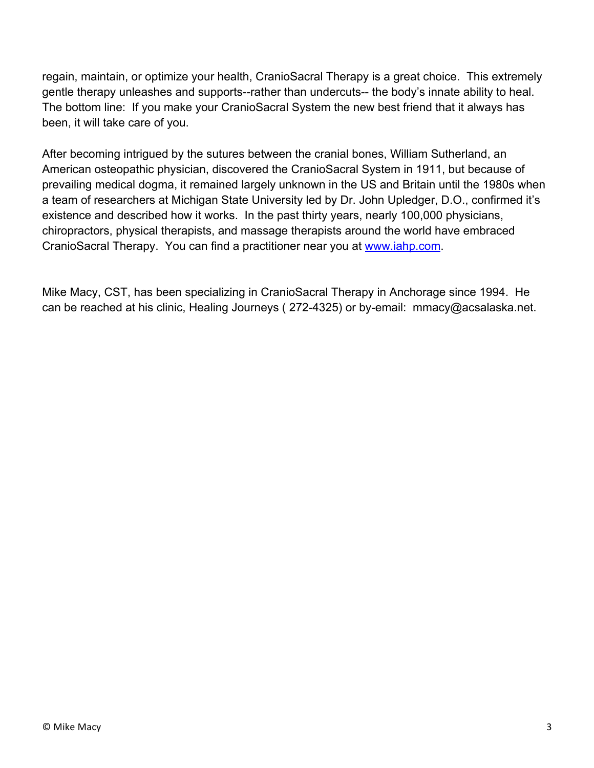regain, maintain, or optimize your health, CranioSacral Therapy is a great choice. This extremely gentle therapy unleashes and supports--rather than undercuts-- the body's innate ability to heal. The bottom line: If you make your CranioSacral System the new best friend that it always has been, it will take care of you.

After becoming intrigued by the sutures between the cranial bones, William Sutherland, an American osteopathic physician, discovered the CranioSacral System in 1911, but because of prevailing medical dogma, it remained largely unknown in the US and Britain until the 1980s when a team of researchers at Michigan State University led by Dr. John Upledger, D.O., confirmed it's existence and described how it works. In the past thirty years, nearly 100,000 physicians, chiropractors, physical therapists, and massage therapists around the world have embraced CranioSacral Therapy. You can find a practitioner near you at [www.iahp.com](http://www.iahp.com).

Mike Macy, CST, has been specializing in CranioSacral Therapy in Anchorage since 1994. He can be reached at his clinic, Healing Journeys ( 272-4325) or by-email: mmacy@acsalaska.net.